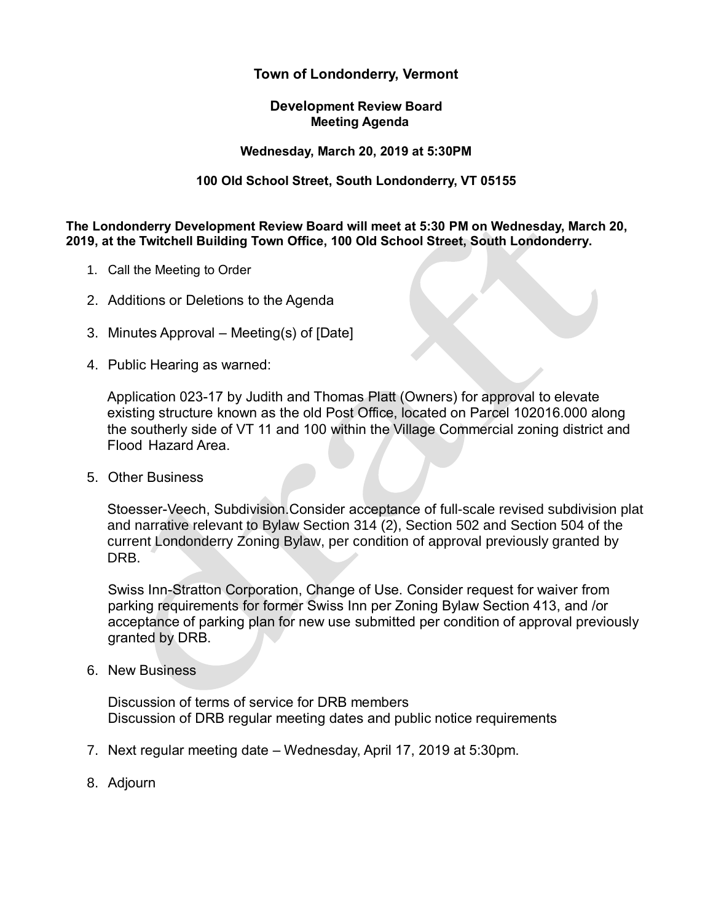# Town of Londonderry, Vermont

## Development Review Board
## Meeting Agenda

**Wednesday, March 20, 2019 at 5:30PM**

**100 Old School Street, South Londonderry, VT 05155**

**The Londonderry Development Review Board will meet at 5:30 PM on Wednesday, March 20, 2019, at the Twitchell Building Town Office, 100 Old School Street, South Londonderry.**

1. Call the Meeting to Order

2. Additions or Deletions to the Agenda

3. Minutes Approval – Meeting(s) of [Date]

4. Public Hearing as warned:

   Application 023-17 by Judith and Thomas Platt (Owners) for approval to elevate existing structure known as the old Post Office, located on Parcel 102016.000 along the southerly side of VT 11 and 100 within the Village Commercial zoning district and Flood Hazard Area.

5. Other Business

   Stoesser-Veech, Subdivision.Consider acceptance of full-scale revised subdivision plat and narrative relevant to Bylaw Section 314 (2), Section 502 and Section 504 of the current Londonderry Zoning Bylaw, per condition of approval previously granted by DRB.

   Swiss Inn-Stratton Corporation, Change of Use. Consider request for waiver from parking requirements for former Swiss Inn per Zoning Bylaw Section 413, and /or acceptance of parking plan for new use submitted per condition of approval previously granted by DRB.

6. New Business

   Discussion of terms of service for DRB members
   Discussion of DRB regular meeting dates and public notice requirements

7. Next regular meeting date – Wednesday, April 17, 2019 at 5:30pm.

8. Adjourn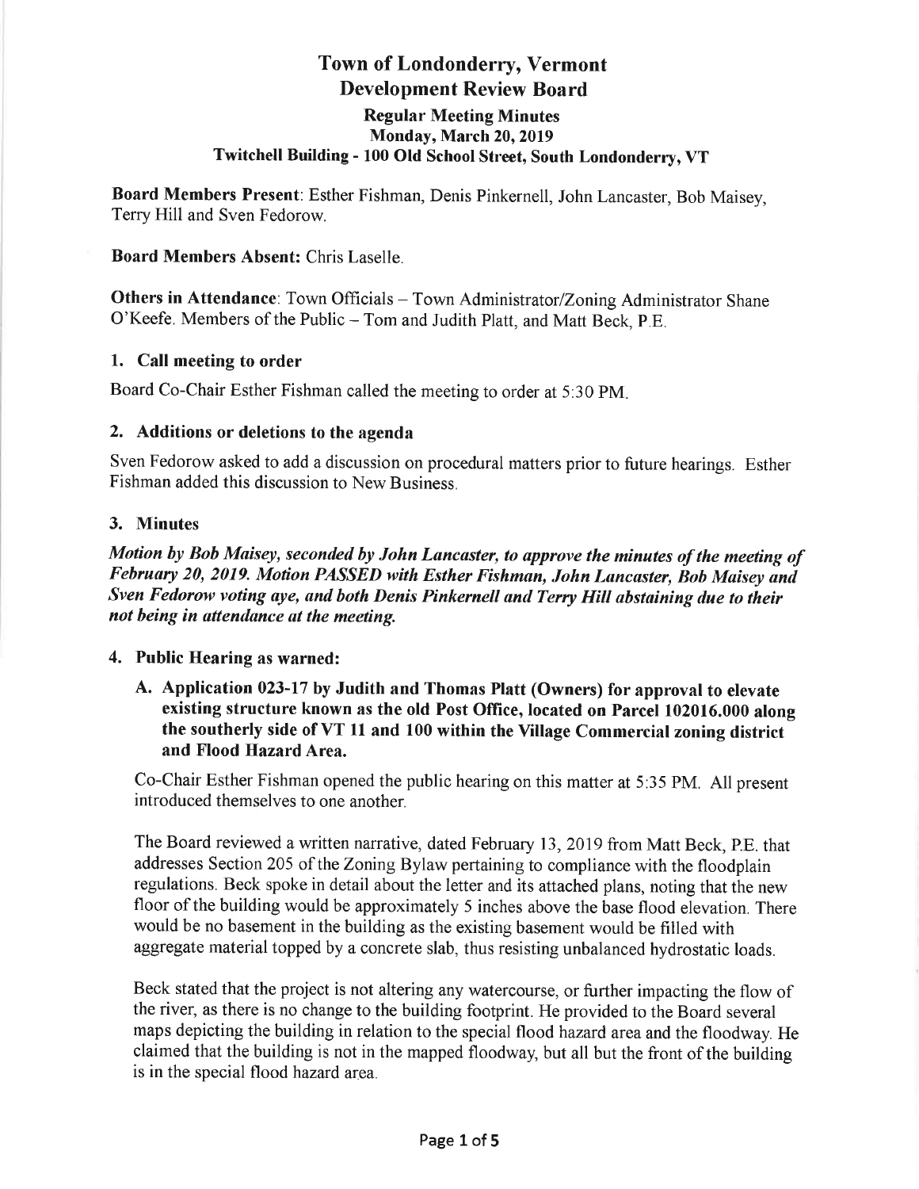# Town of Londonderry, Vermont
## Development Review Board
### Regular Meeting Minutes
### Monday, March 20, 2019
### Twitchell Building - 100 Old School Street, South Londonderry, VT

**Board Members Present**: Esther Fishman, Denis Pinkernell, John Lancaster, Bob Maisey, Terry Hill and Sven Fedorow.

**Board Members Absent:** Chris Laselle.

**Others in Attendance**: Town Officials – Town Administrator/Zoning Administrator Shane O'Keefe. Members of the Public – Tom and Judith Platt, and Matt Beck, P.E.

### 1. Call meeting to order

Board Co-Chair Esther Fishman called the meeting to order at 5:30 PM.

### 2. Additions or deletions to the agenda

Sven Fedorow asked to add a discussion on procedural matters prior to future hearings. Esther Fishman added this discussion to New Business.

### 3. Minutes

***Motion by Bob Maisey, seconded by John Lancaster, to approve the minutes of the meeting of February 20, 2019. Motion PASSED with Esther Fishman, John Lancaster, Bob Maisey and Sven Fedorow voting aye, and both Denis Pinkernell and Terry Hill abstaining due to their not being in attendance at the meeting.***

### 4. Public Hearing as warned:

**A. Application 023-17 by Judith and Thomas Platt (Owners) for approval to elevate existing structure known as the old Post Office, located on Parcel 102016.000 along the southerly side of VT 11 and 100 within the Village Commercial zoning district and Flood Hazard Area.**

Co-Chair Esther Fishman opened the public hearing on this matter at 5:35 PM. All present introduced themselves to one another.

The Board reviewed a written narrative, dated February 13, 2019 from Matt Beck, P.E. that addresses Section 205 of the Zoning Bylaw pertaining to compliance with the floodplain regulations. Beck spoke in detail about the letter and its attached plans, noting that the new floor of the building would be approximately 5 inches above the base flood elevation. There would be no basement in the building as the existing basement would be filled with aggregate material topped by a concrete slab, thus resisting unbalanced hydrostatic loads.

Beck stated that the project is not altering any watercourse, or further impacting the flow of the river, as there is no change to the building footprint. He provided to the Board several maps depicting the building in relation to the special flood hazard area and the floodway. He claimed that the building is not in the mapped floodway, but all but the front of the building is in the special flood hazard area.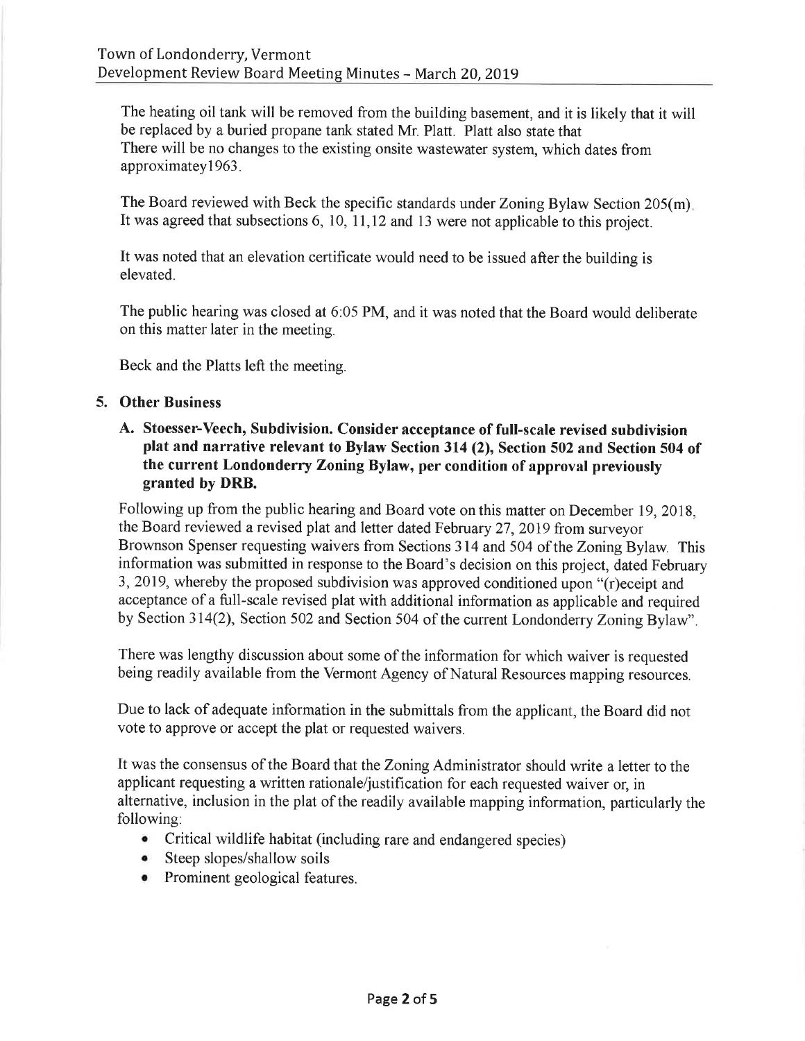The heating oil tank will be removed from the building basement, and it is likely that it will be replaced by a buried propane tank stated Mr. Platt. Platt also state that There will be no changes to the existing onsite wastewater system, which dates from approximatey1963.

The Board reviewed with Beck the specific standards under Zoning Bylaw Section 205(m). It was agreed that subsections 6, 10, 11,12 and 13 were not applicable to this project.

It was noted that an elevation certificate would need to be issued after the building is elevated.

The public hearing was closed at 6:05 PM, and it was noted that the Board would deliberate on this matter later in the meeting.

Beck and the Platts left the meeting.

## 5. Other Business

### A. Stoesser-Veech, Subdivision. Consider acceptance of full-scale revised subdivision plat and narrative relevant to Bylaw Section 314 (2), Section 502 and Section 504 of the current Londonderry Zoning Bylaw, per condition of approval previously granted by DRB.

Following up from the public hearing and Board vote on this matter on December 19, 2018, the Board reviewed a revised plat and letter dated February 27, 2019 from surveyor Brownson Spenser requesting waivers from Sections 314 and 504 of the Zoning Bylaw. This information was submitted in response to the Board's decision on this project, dated February 3, 2019, whereby the proposed subdivision was approved conditioned upon "(r)eceipt and acceptance of a full-scale revised plat with additional information as applicable and required by Section 314(2), Section 502 and Section 504 of the current Londonderry Zoning Bylaw".

There was lengthy discussion about some of the information for which waiver is requested being readily available from the Vermont Agency of Natural Resources mapping resources.

Due to lack of adequate information in the submittals from the applicant, the Board did not vote to approve or accept the plat or requested waivers.

It was the consensus of the Board that the Zoning Administrator should write a letter to the applicant requesting a written rationale/justification for each requested waiver or, in alternative, inclusion in the plat of the readily available mapping information, particularly the following:

- Critical wildlife habitat (including rare and endangered species)
- Steep slopes/shallow soils
- Prominent geological features.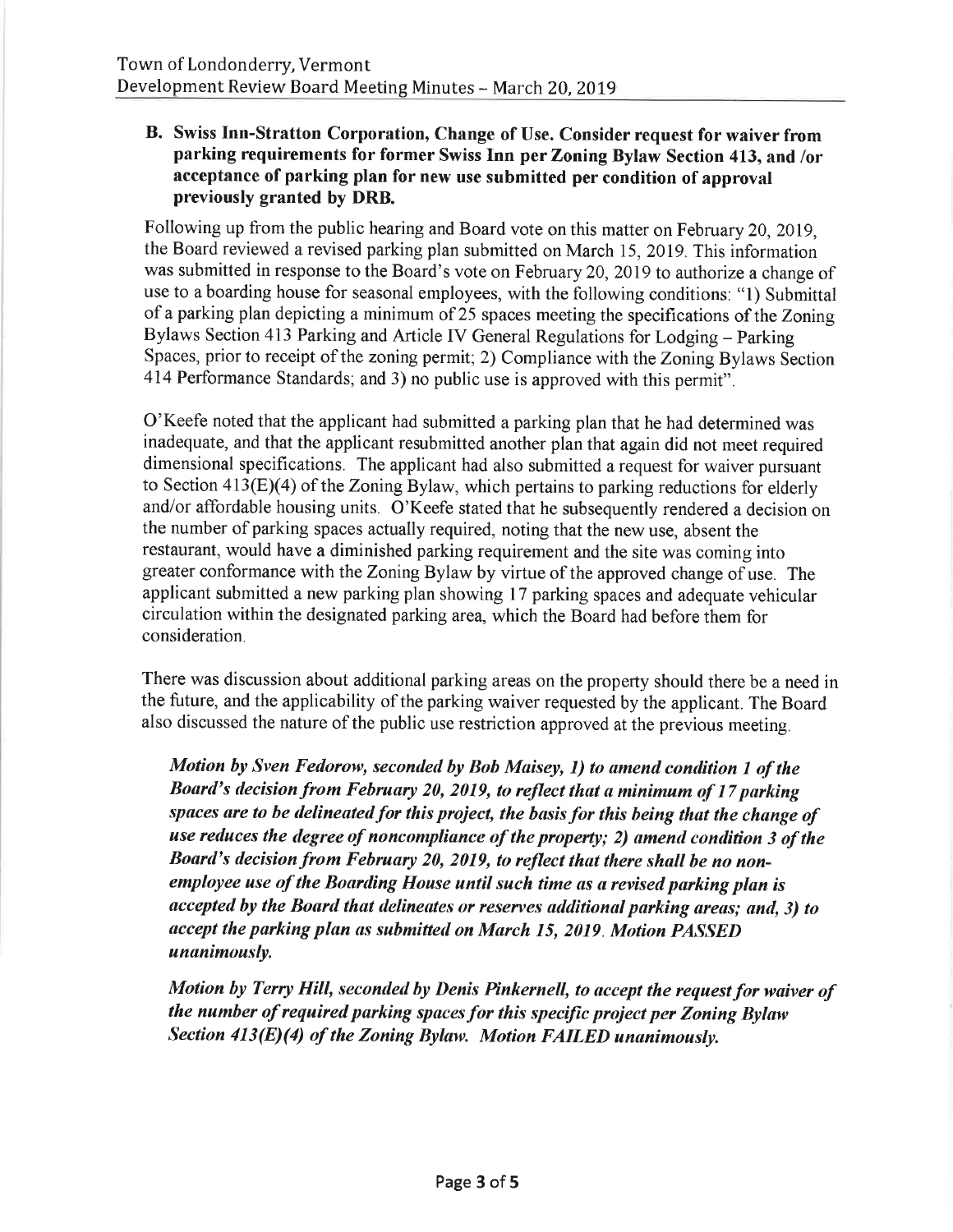**B. Swiss Inn-Stratton Corporation, Change of Use. Consider request for waiver from parking requirements for former Swiss Inn per Zoning Bylaw Section 413, and /or acceptance of parking plan for new use submitted per condition of approval previously granted by DRB.**

Following up from the public hearing and Board vote on this matter on February 20, 2019, the Board reviewed a revised parking plan submitted on March 15, 2019. This information was submitted in response to the Board's vote on February 20, 2019 to authorize a change of use to a boarding house for seasonal employees, with the following conditions: "1) Submittal of a parking plan depicting a minimum of 25 spaces meeting the specifications of the Zoning Bylaws Section 413 Parking and Article IV General Regulations for Lodging – Parking Spaces, prior to receipt of the zoning permit; 2) Compliance with the Zoning Bylaws Section 414 Performance Standards; and 3) no public use is approved with this permit".

O'Keefe noted that the applicant had submitted a parking plan that he had determined was inadequate, and that the applicant resubmitted another plan that again did not meet required dimensional specifications. The applicant had also submitted a request for waiver pursuant to Section 413(E)(4) of the Zoning Bylaw, which pertains to parking reductions for elderly and/or affordable housing units. O'Keefe stated that he subsequently rendered a decision on the number of parking spaces actually required, noting that the new use, absent the restaurant, would have a diminished parking requirement and the site was coming into greater conformance with the Zoning Bylaw by virtue of the approved change of use. The applicant submitted a new parking plan showing 17 parking spaces and adequate vehicular circulation within the designated parking area, which the Board had before them for consideration.

There was discussion about additional parking areas on the property should there be a need in the future, and the applicability of the parking waiver requested by the applicant. The Board also discussed the nature of the public use restriction approved at the previous meeting.

> ***Motion by Sven Fedorow, seconded by Bob Maisey, 1) to amend condition 1 of the Board's decision from February 20, 2019, to reflect that a minimum of 17 parking spaces are to be delineated for this project, the basis for this being that the change of use reduces the degree of noncompliance of the property; 2) amend condition 3 of the Board's decision from February 20, 2019, to reflect that there shall be no non-employee use of the Boarding House until such time as a revised parking plan is accepted by the Board that delineates or reserves additional parking areas; and, 3) to accept the parking plan as submitted on March 15, 2019. Motion PASSED unanimously.***

> ***Motion by Terry Hill, seconded by Denis Pinkernell, to accept the request for waiver of the number of required parking spaces for this specific project per Zoning Bylaw Section 413(E)(4) of the Zoning Bylaw. Motion FAILED unanimously.***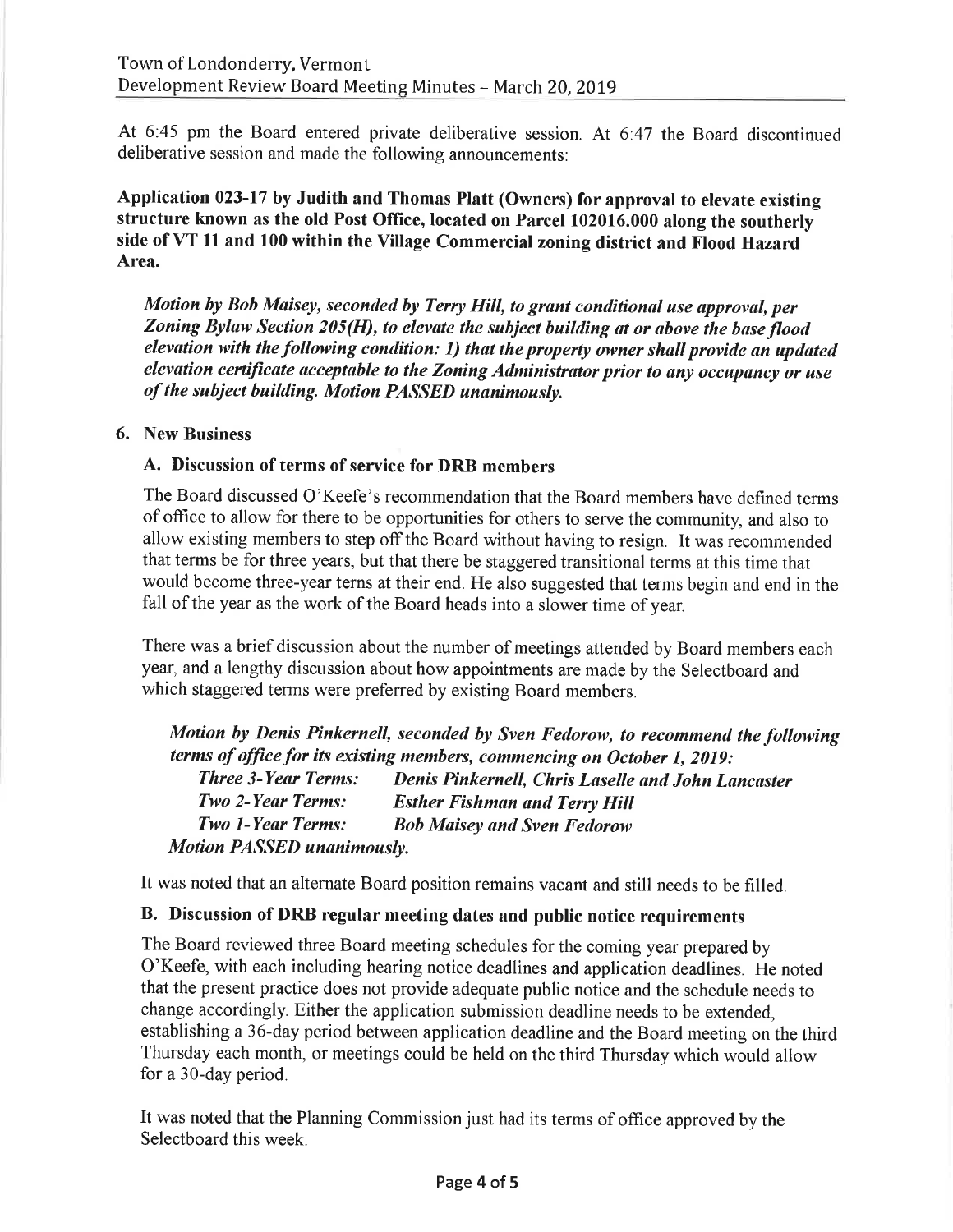At 6:45 pm the Board entered private deliberative session. At 6:47 the Board discontinued deliberative session and made the following announcements:

**Application 023-17 by Judith and Thomas Platt (Owners) for approval to elevate existing structure known as the old Post Office, located on Parcel 102016.000 along the southerly side of VT 11 and 100 within the Village Commercial zoning district and Flood Hazard Area.**

> ***Motion by Bob Maisey, seconded by Terry Hill, to grant conditional use approval, per Zoning Bylaw Section 205(H), to elevate the subject building at or above the base flood elevation with the following condition: 1) that the property owner shall provide an updated elevation certificate acceptable to the Zoning Administrator prior to any occupancy or use of the subject building. Motion PASSED unanimously.***

## 6. New Business

### A. Discussion of terms of service for DRB members

The Board discussed O'Keefe's recommendation that the Board members have defined terms of office to allow for there to be opportunities for others to serve the community, and also to allow existing members to step off the Board without having to resign. It was recommended that terms be for three years, but that there be staggered transitional terms at this time that would become three-year terns at their end. He also suggested that terms begin and end in the fall of the year as the work of the Board heads into a slower time of year.

There was a brief discussion about the number of meetings attended by Board members each year, and a lengthy discussion about how appointments are made by the Selectboard and which staggered terms were preferred by existing Board members.

> ***Motion by Denis Pinkernell, seconded by Sven Fedorow, to recommend the following terms of office for its existing members, commencing on October 1, 2019:***
>
> | | |
> |---|---|
> | ***Three 3-Year Terms:*** | ***Denis Pinkernell, Chris Laselle and John Lancaster*** |
> | ***Two 2-Year Terms:*** | ***Esther Fishman and Terry Hill*** |
> | ***Two 1-Year Terms:*** | ***Bob Maisey and Sven Fedorow*** |
>
> ***Motion PASSED unanimously.***

It was noted that an alternate Board position remains vacant and still needs to be filled.

### B. Discussion of DRB regular meeting dates and public notice requirements

The Board reviewed three Board meeting schedules for the coming year prepared by O'Keefe, with each including hearing notice deadlines and application deadlines. He noted that the present practice does not provide adequate public notice and the schedule needs to change accordingly. Either the application submission deadline needs to be extended, establishing a 36-day period between application deadline and the Board meeting on the third Thursday each month, or meetings could be held on the third Thursday which would allow for a 30-day period.

It was noted that the Planning Commission just had its terms of office approved by the Selectboard this week.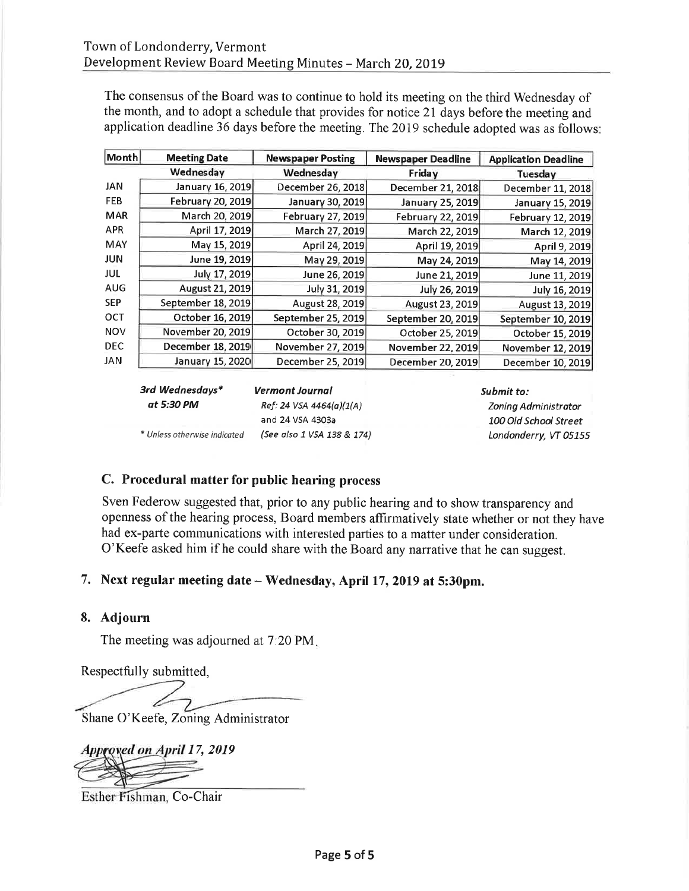The consensus of the Board was to continue to hold its meeting on the third Wednesday of the month, and to adopt a schedule that provides for notice 21 days before the meeting and application deadline 36 days before the meeting. The 2019 schedule adopted was as follows:

| Month | Meeting Date | Newspaper Posting | Newspaper Deadline | Application Deadline |
|---|---|---|---|---|
| | Wednesday | Wednesday | Friday | Tuesday |
| JAN | January 16, 2019 | December 26, 2018 | December 21, 2018 | December 11, 2018 |
| FEB | February 20, 2019 | January 30, 2019 | January 25, 2019 | January 15, 2019 |
| MAR | March 20, 2019 | February 27, 2019 | February 22, 2019 | February 12, 2019 |
| APR | April 17, 2019 | March 27, 2019 | March 22, 2019 | March 12, 2019 |
| MAY | May 15, 2019 | April 24, 2019 | April 19, 2019 | April 9, 2019 |
| JUN | June 19, 2019 | May 29, 2019 | May 24, 2019 | May 14, 2019 |
| JUL | July 17, 2019 | June 26, 2019 | June 21, 2019 | June 11, 2019 |
| AUG | August 21, 2019 | July 31, 2019 | July 26, 2019 | July 16, 2019 |
| SEP | September 18, 2019 | August 28, 2019 | August 23, 2019 | August 13, 2019 |
| OCT | October 16, 2019 | September 25, 2019 | September 20, 2019 | September 10, 2019 |
| NOV | November 20, 2019 | October 30, 2019 | October 25, 2019 | October 15, 2019 |
| DEC | December 18, 2019 | November 27, 2019 | November 22, 2019 | November 12, 2019 |
| JAN | January 15, 2020 | December 25, 2019 | December 20, 2019 | December 10, 2019 |

***3rd Wednesdays\****
***at 5:30 PM***

*\* Unless otherwise indicated*

***Vermont Journal***
*Ref: 24 VSA 4464(a)(1(A)*
and 24 VSA 4303a
*(See also 1 VSA 138 & 174)*

***Submit to:***
*Zoning Administrator*
*100 Old School Street*
*Londonderry, VT 05155*

## C. Procedural matter for public hearing process

Sven Federow suggested that, prior to any public hearing and to show transparency and openness of the hearing process, Board members affirmatively state whether or not they have had ex-parte communications with interested parties to a matter under consideration. O'Keefe asked him if he could share with the Board any narrative that he can suggest.

## 7. Next regular meeting date – Wednesday, April 17, 2019 at 5:30pm.

## 8. Adjourn

The meeting was adjourned at 7:20 PM.

Respectfully submitted,

Shane O'Keefe, Zoning Administrator

*Approved on April 17, 2019*

Esther Fishman, Co-Chair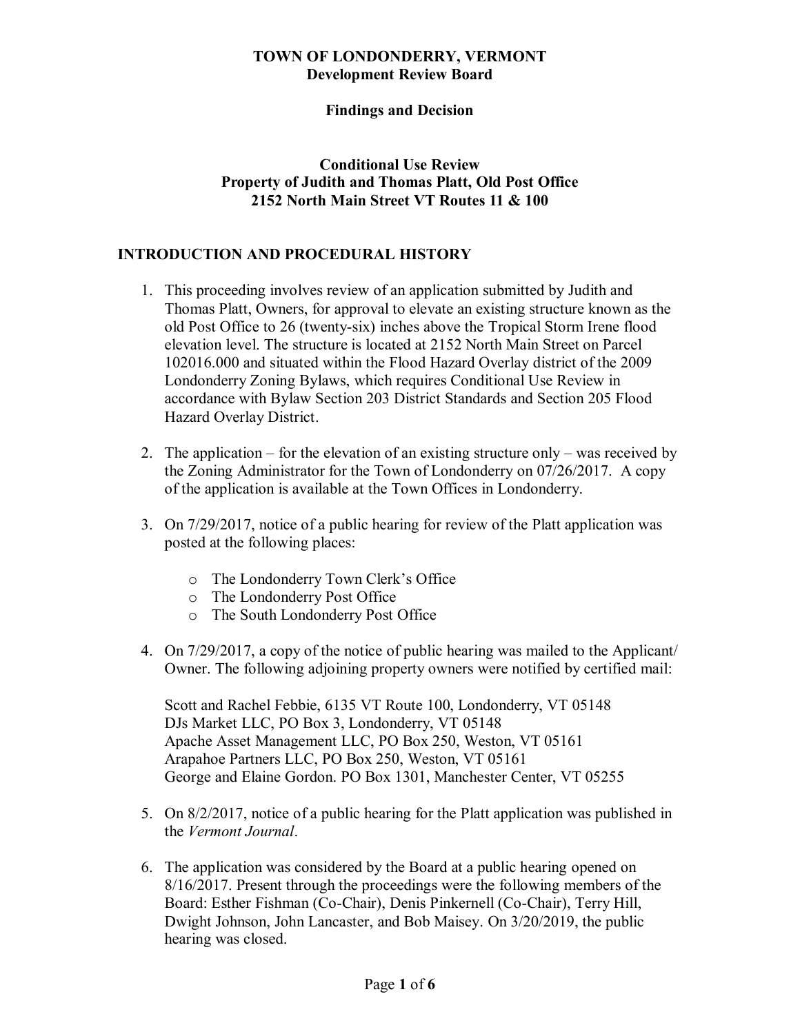**TOWN OF LONDONDERRY, VERMONT**
**Development Review Board**

**Findings and Decision**

**Conditional Use Review**
**Property of Judith and Thomas Platt, Old Post Office**
**2152 North Main Street VT Routes 11 & 100**

## INTRODUCTION AND PROCEDURAL HISTORY

1. This proceeding involves review of an application submitted by Judith and Thomas Platt, Owners, for approval to elevate an existing structure known as the old Post Office to 26 (twenty-six) inches above the Tropical Storm Irene flood elevation level. The structure is located at 2152 North Main Street on Parcel 102016.000 and situated within the Flood Hazard Overlay district of the 2009 Londonderry Zoning Bylaws, which requires Conditional Use Review in accordance with Bylaw Section 203 District Standards and Section 205 Flood Hazard Overlay District.

2. The application – for the elevation of an existing structure only – was received by the Zoning Administrator for the Town of Londonderry on 07/26/2017. A copy of the application is available at the Town Offices in Londonderry.

3. On 7/29/2017, notice of a public hearing for review of the Platt application was posted at the following places:
   - The Londonderry Town Clerk's Office
   - The Londonderry Post Office
   - The South Londonderry Post Office

4. On 7/29/2017, a copy of the notice of public hearing was mailed to the Applicant/ Owner. The following adjoining property owners were notified by certified mail:

   Scott and Rachel Febbie, 6135 VT Route 100, Londonderry, VT 05148
   DJs Market LLC, PO Box 3, Londonderry, VT 05148
   Apache Asset Management LLC, PO Box 250, Weston, VT 05161
   Arapahoe Partners LLC, PO Box 250, Weston, VT 05161
   George and Elaine Gordon. PO Box 1301, Manchester Center, VT 05255

5. On 8/2/2017, notice of a public hearing for the Platt application was published in the *Vermont Journal*.

6. The application was considered by the Board at a public hearing opened on 8/16/2017. Present through the proceedings were the following members of the Board: Esther Fishman (Co-Chair), Denis Pinkernell (Co-Chair), Terry Hill, Dwight Johnson, John Lancaster, and Bob Maisey. On 3/20/2019, the public hearing was closed.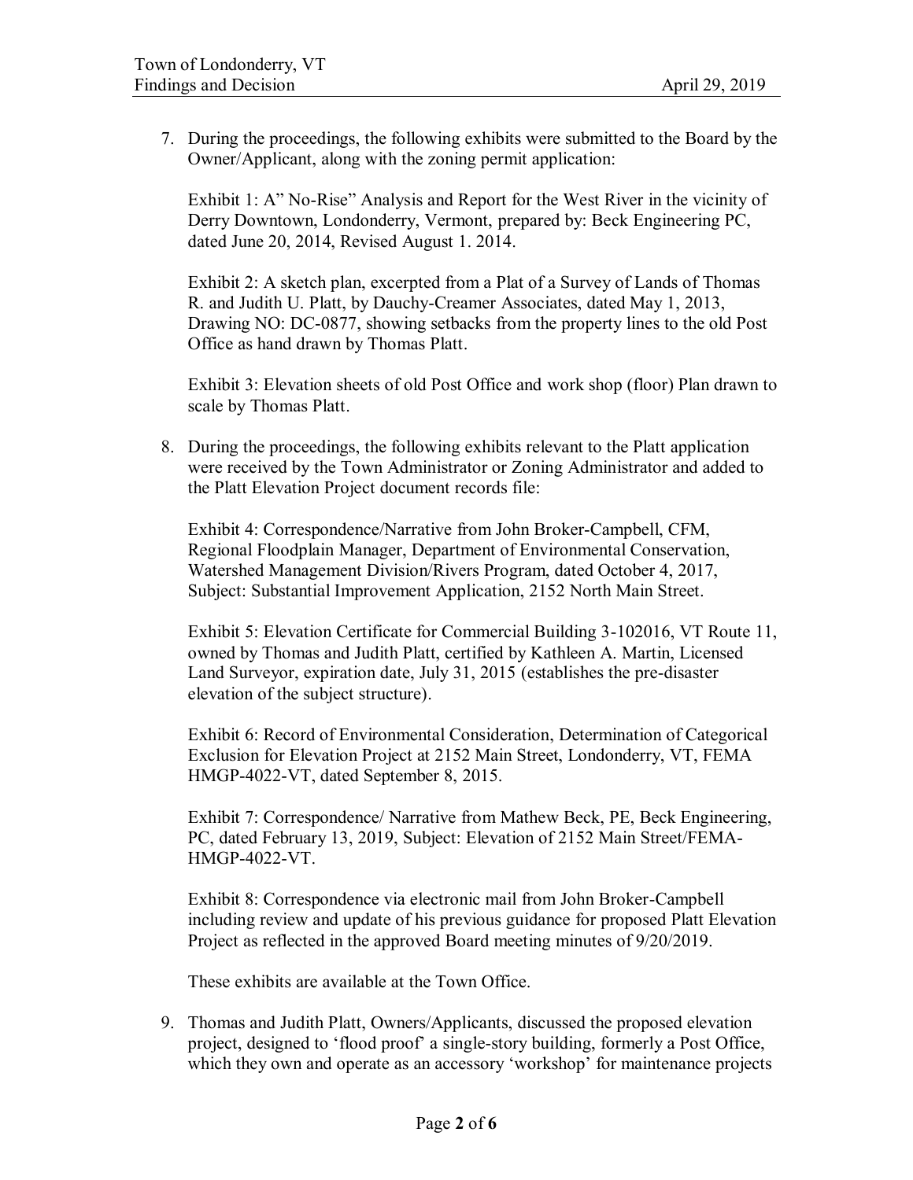7. During the proceedings, the following exhibits were submitted to the Board by the Owner/Applicant, along with the zoning permit application:

   Exhibit 1: A" No-Rise" Analysis and Report for the West River in the vicinity of Derry Downtown, Londonderry, Vermont, prepared by: Beck Engineering PC, dated June 20, 2014, Revised August 1. 2014.

   Exhibit 2: A sketch plan, excerpted from a Plat of a Survey of Lands of Thomas R. and Judith U. Platt, by Dauchy-Creamer Associates, dated May 1, 2013, Drawing NO: DC-0877, showing setbacks from the property lines to the old Post Office as hand drawn by Thomas Platt.

   Exhibit 3: Elevation sheets of old Post Office and work shop (floor) Plan drawn to scale by Thomas Platt.

8. During the proceedings, the following exhibits relevant to the Platt application were received by the Town Administrator or Zoning Administrator and added to the Platt Elevation Project document records file:

   Exhibit 4: Correspondence/Narrative from John Broker-Campbell, CFM, Regional Floodplain Manager, Department of Environmental Conservation, Watershed Management Division/Rivers Program, dated October 4, 2017, Subject: Substantial Improvement Application, 2152 North Main Street.

   Exhibit 5: Elevation Certificate for Commercial Building 3-102016, VT Route 11, owned by Thomas and Judith Platt, certified by Kathleen A. Martin, Licensed Land Surveyor, expiration date, July 31, 2015 (establishes the pre-disaster elevation of the subject structure).

   Exhibit 6: Record of Environmental Consideration, Determination of Categorical Exclusion for Elevation Project at 2152 Main Street, Londonderry, VT, FEMA HMGP-4022-VT, dated September 8, 2015.

   Exhibit 7: Correspondence/ Narrative from Mathew Beck, PE, Beck Engineering, PC, dated February 13, 2019, Subject: Elevation of 2152 Main Street/FEMA-HMGP-4022-VT.

   Exhibit 8: Correspondence via electronic mail from John Broker-Campbell including review and update of his previous guidance for proposed Platt Elevation Project as reflected in the approved Board meeting minutes of 9/20/2019.

   These exhibits are available at the Town Office.

9. Thomas and Judith Platt, Owners/Applicants, discussed the proposed elevation project, designed to 'flood proof' a single-story building, formerly a Post Office, which they own and operate as an accessory 'workshop' for maintenance projects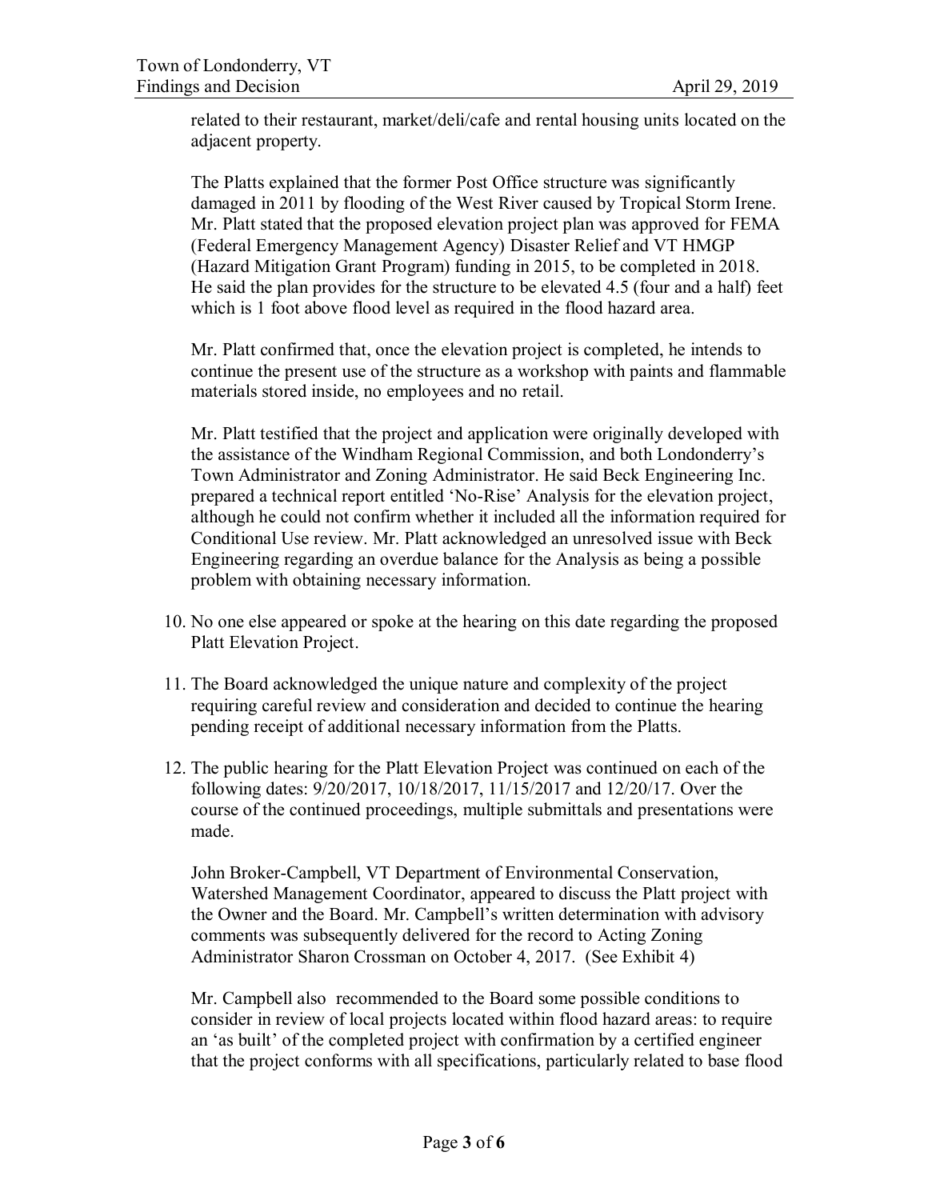related to their restaurant, market/deli/cafe and rental housing units located on the adjacent property.

The Platts explained that the former Post Office structure was significantly damaged in 2011 by flooding of the West River caused by Tropical Storm Irene. Mr. Platt stated that the proposed elevation project plan was approved for FEMA (Federal Emergency Management Agency) Disaster Relief and VT HMGP (Hazard Mitigation Grant Program) funding in 2015, to be completed in 2018. He said the plan provides for the structure to be elevated 4.5 (four and a half) feet which is 1 foot above flood level as required in the flood hazard area.

Mr. Platt confirmed that, once the elevation project is completed, he intends to continue the present use of the structure as a workshop with paints and flammable materials stored inside, no employees and no retail.

Mr. Platt testified that the project and application were originally developed with the assistance of the Windham Regional Commission, and both Londonderry's Town Administrator and Zoning Administrator. He said Beck Engineering Inc. prepared a technical report entitled 'No-Rise' Analysis for the elevation project, although he could not confirm whether it included all the information required for Conditional Use review. Mr. Platt acknowledged an unresolved issue with Beck Engineering regarding an overdue balance for the Analysis as being a possible problem with obtaining necessary information.

10. No one else appeared or spoke at the hearing on this date regarding the proposed Platt Elevation Project.

11. The Board acknowledged the unique nature and complexity of the project requiring careful review and consideration and decided to continue the hearing pending receipt of additional necessary information from the Platts.

12. The public hearing for the Platt Elevation Project was continued on each of the following dates: 9/20/2017, 10/18/2017, 11/15/2017 and 12/20/17. Over the course of the continued proceedings, multiple submittals and presentations were made.

    John Broker-Campbell, VT Department of Environmental Conservation, Watershed Management Coordinator, appeared to discuss the Platt project with the Owner and the Board. Mr. Campbell's written determination with advisory comments was subsequently delivered for the record to Acting Zoning Administrator Sharon Crossman on October 4, 2017. (See Exhibit 4)

    Mr. Campbell also recommended to the Board some possible conditions to consider in review of local projects located within flood hazard areas: to require an 'as built' of the completed project with confirmation by a certified engineer that the project conforms with all specifications, particularly related to base flood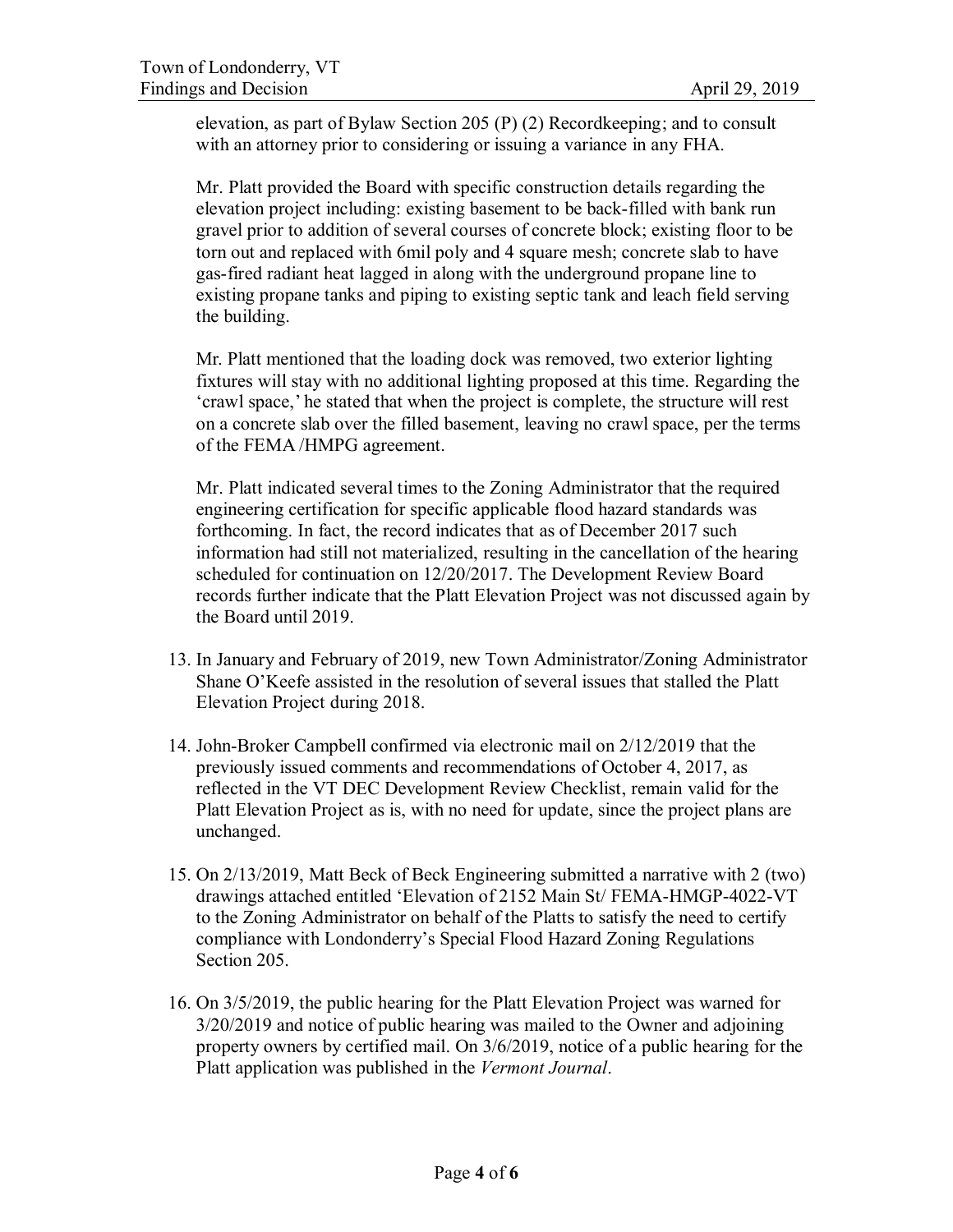elevation, as part of Bylaw Section 205 (P) (2) Recordkeeping; and to consult with an attorney prior to considering or issuing a variance in any FHA.

Mr. Platt provided the Board with specific construction details regarding the elevation project including: existing basement to be back-filled with bank run gravel prior to addition of several courses of concrete block; existing floor to be torn out and replaced with 6mil poly and 4 square mesh; concrete slab to have gas-fired radiant heat lagged in along with the underground propane line to existing propane tanks and piping to existing septic tank and leach field serving the building.

Mr. Platt mentioned that the loading dock was removed, two exterior lighting fixtures will stay with no additional lighting proposed at this time. Regarding the 'crawl space,' he stated that when the project is complete, the structure will rest on a concrete slab over the filled basement, leaving no crawl space, per the terms of the FEMA /HMPG agreement.

Mr. Platt indicated several times to the Zoning Administrator that the required engineering certification for specific applicable flood hazard standards was forthcoming. In fact, the record indicates that as of December 2017 such information had still not materialized, resulting in the cancellation of the hearing scheduled for continuation on 12/20/2017. The Development Review Board records further indicate that the Platt Elevation Project was not discussed again by the Board until 2019.

13. In January and February of 2019, new Town Administrator/Zoning Administrator Shane O'Keefe assisted in the resolution of several issues that stalled the Platt Elevation Project during 2018.

14. John-Broker Campbell confirmed via electronic mail on 2/12/2019 that the previously issued comments and recommendations of October 4, 2017, as reflected in the VT DEC Development Review Checklist, remain valid for the Platt Elevation Project as is, with no need for update, since the project plans are unchanged.

15. On 2/13/2019, Matt Beck of Beck Engineering submitted a narrative with 2 (two) drawings attached entitled 'Elevation of 2152 Main St/ FEMA-HMGP-4022-VT to the Zoning Administrator on behalf of the Platts to satisfy the need to certify compliance with Londonderry's Special Flood Hazard Zoning Regulations Section 205.

16. On 3/5/2019, the public hearing for the Platt Elevation Project was warned for 3/20/2019 and notice of public hearing was mailed to the Owner and adjoining property owners by certified mail. On 3/6/2019, notice of a public hearing for the Platt application was published in the *Vermont Journal*.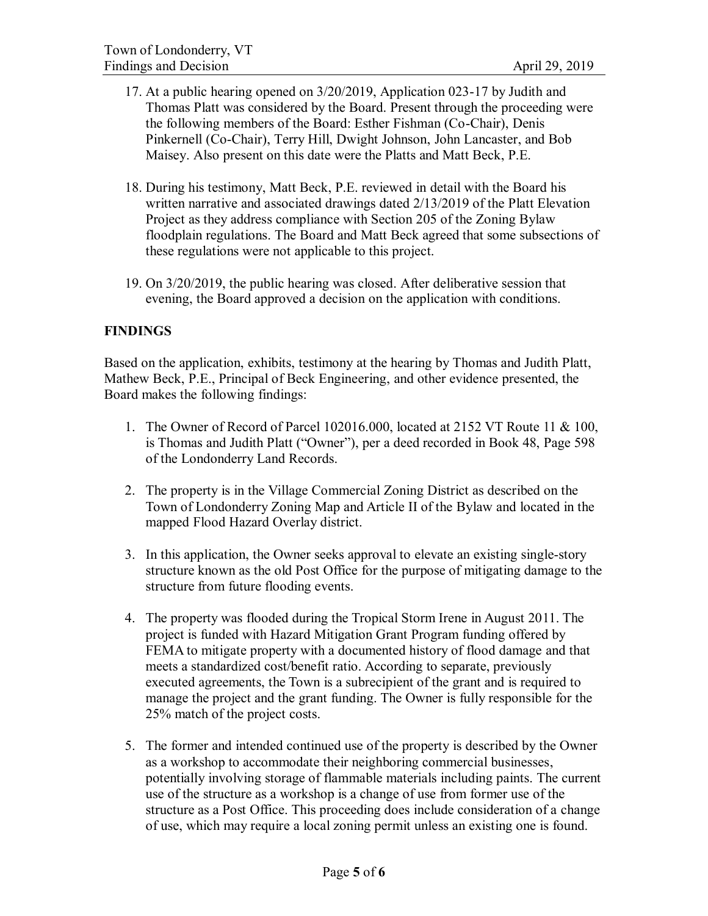17. At a public hearing opened on 3/20/2019, Application 023-17 by Judith and Thomas Platt was considered by the Board. Present through the proceeding were the following members of the Board: Esther Fishman (Co-Chair), Denis Pinkernell (Co-Chair), Terry Hill, Dwight Johnson, John Lancaster, and Bob Maisey. Also present on this date were the Platts and Matt Beck, P.E.

18. During his testimony, Matt Beck, P.E. reviewed in detail with the Board his written narrative and associated drawings dated 2/13/2019 of the Platt Elevation Project as they address compliance with Section 205 of the Zoning Bylaw floodplain regulations. The Board and Matt Beck agreed that some subsections of these regulations were not applicable to this project.

19. On 3/20/2019, the public hearing was closed. After deliberative session that evening, the Board approved a decision on the application with conditions.

**FINDINGS**

Based on the application, exhibits, testimony at the hearing by Thomas and Judith Platt, Mathew Beck, P.E., Principal of Beck Engineering, and other evidence presented, the Board makes the following findings:

1. The Owner of Record of Parcel 102016.000, located at 2152 VT Route 11 & 100, is Thomas and Judith Platt ("Owner"), per a deed recorded in Book 48, Page 598 of the Londonderry Land Records.

2. The property is in the Village Commercial Zoning District as described on the Town of Londonderry Zoning Map and Article II of the Bylaw and located in the mapped Flood Hazard Overlay district.

3. In this application, the Owner seeks approval to elevate an existing single-story structure known as the old Post Office for the purpose of mitigating damage to the structure from future flooding events.

4. The property was flooded during the Tropical Storm Irene in August 2011. The project is funded with Hazard Mitigation Grant Program funding offered by FEMA to mitigate property with a documented history of flood damage and that meets a standardized cost/benefit ratio. According to separate, previously executed agreements, the Town is a subrecipient of the grant and is required to manage the project and the grant funding. The Owner is fully responsible for the 25% match of the project costs.

5. The former and intended continued use of the property is described by the Owner as a workshop to accommodate their neighboring commercial businesses, potentially involving storage of flammable materials including paints. The current use of the structure as a workshop is a change of use from former use of the structure as a Post Office. This proceeding does include consideration of a change of use, which may require a local zoning permit unless an existing one is found.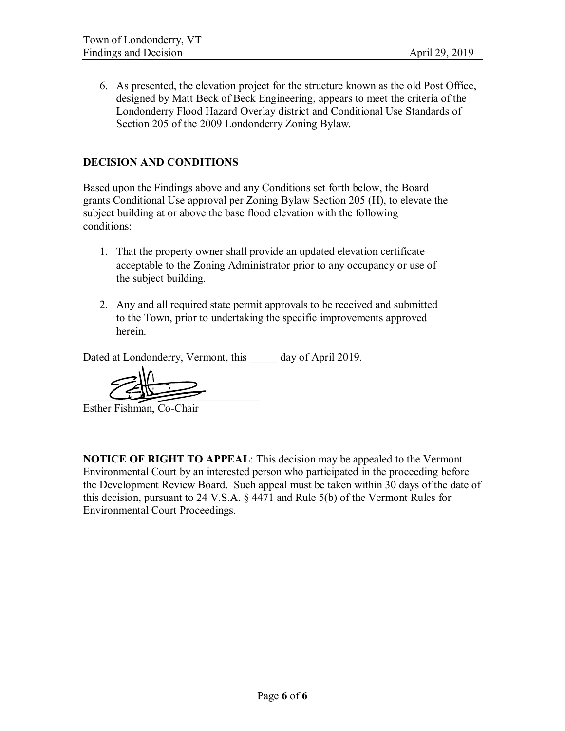6. As presented, the elevation project for the structure known as the old Post Office, designed by Matt Beck of Beck Engineering, appears to meet the criteria of the Londonderry Flood Hazard Overlay district and Conditional Use Standards of Section 205 of the 2009 Londonderry Zoning Bylaw.

**DECISION AND CONDITIONS**

Based upon the Findings above and any Conditions set forth below, the Board grants Conditional Use approval per Zoning Bylaw Section 205 (H), to elevate the subject building at or above the base flood elevation with the following conditions:

1. That the property owner shall provide an updated elevation certificate acceptable to the Zoning Administrator prior to any occupancy or use of the subject building.

2. Any and all required state permit approvals to be received and submitted to the Town, prior to undertaking the specific improvements approved herein.

Dated at Londonderry, Vermont, this _____ day of April 2019.

________________________________
Esther Fishman, Co-Chair

**NOTICE OF RIGHT TO APPEAL**: This decision may be appealed to the Vermont Environmental Court by an interested person who participated in the proceeding before the Development Review Board. Such appeal must be taken within 30 days of the date of this decision, pursuant to 24 V.S.A. § 4471 and Rule 5(b) of the Vermont Rules for Environmental Court Proceedings.